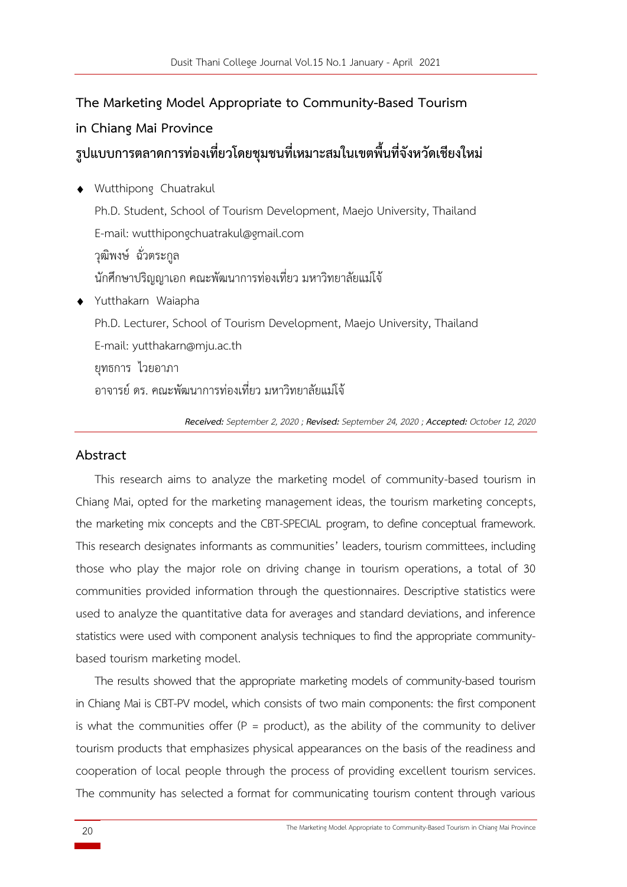# The Marketing Model Appropriate to Community-Based Tourism in Chiang Mai Province

# รูปแบบการตลาดการท่องเที่ยวโดยชุมชนที่เหมาะสมในเขตพื้นที่จังหวัดเชียงใหม่

- Wutthipong Chuatrakul
  Ph.D. Student, School of Tourism Development, Maejo University, Thailand
  E-mail: wutthipongchuatrakul@gmail.com
  วุฒิพงษ์ ฉั่วตระกูล
  นักศึกษาปริญญาเอก คณะพัฒนาการท่องเที่ยว มหาวิทยาลัยแม่โจ้

- Yutthakarn Waiapha
  Ph.D. Lecturer, School of Tourism Development, Maejo University, Thailand
  E-mail: yutthakarn@mju.ac.th
  ยุทธการ ไวยอาภา
  อาจารย์ ดร. คณะพัฒนาการท่องเที่ยว มหาวิทยาลัยแม่โจ้

***Received:*** *September 2, 2020 ;* ***Revised:*** *September 24, 2020 ;* ***Accepted:*** *October 12, 2020*

## Abstract

This research aims to analyze the marketing model of community-based tourism in Chiang Mai, opted for the marketing management ideas, the tourism marketing concepts, the marketing mix concepts and the CBT-SPECIAL program, to define conceptual framework. This research designates informants as communities' leaders, tourism committees, including those who play the major role on driving change in tourism operations, a total of 30 communities provided information through the questionnaires. Descriptive statistics were used to analyze the quantitative data for averages and standard deviations, and inference statistics were used with component analysis techniques to find the appropriate community-based tourism marketing model.

The results showed that the appropriate marketing models of community-based tourism in Chiang Mai is CBT-PV model, which consists of two main components: the first component is what the communities offer (P = product), as the ability of the community to deliver tourism products that emphasizes physical appearances on the basis of the readiness and cooperation of local people through the process of providing excellent tourism services. The community has selected a format for communicating tourism content through various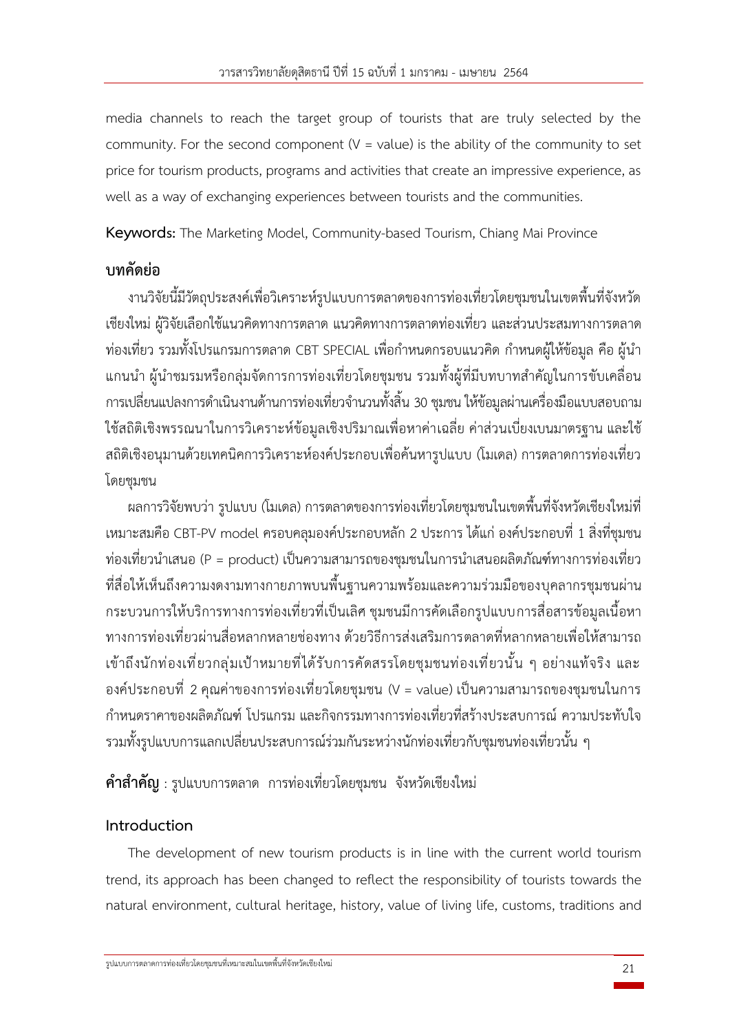media channels to reach the target group of tourists that are truly selected by the community. For the second component (V = value) is the ability of the community to set price for tourism products, programs and activities that create an impressive experience, as well as a way of exchanging experiences between tourists and the communities.

**Keywords:** The Marketing Model, Community-based Tourism, Chiang Mai Province

## บทคัดย่อ

งานวิจัยนี้มีวัตถุประสงค์เพื่อวิเคราะห์รูปแบบการตลาดของการท่องเที่ยวโดยชุมชนในเขตพื้นที่จังหวัดเชียงใหม่ ผู้วิจัยเลือกใช้แนวคิดทางการตลาด แนวคิดทางการตลาดท่องเที่ยว และส่วนประสมทางการตลาดท่องเที่ยว รวมทั้งโปรแกรมการตลาด CBT SPECIAL เพื่อกำหนดกรอบแนวคิด กำหนดผู้ให้ข้อมูล คือ ผู้นำแกนนำ ผู้นำชมรมหรือกลุ่มจัดการการท่องเที่ยวโดยชุมชน รวมทั้งผู้ที่มีบทบาทสำคัญในการขับเคลื่อนการเปลี่ยนแปลงการดำเนินงานด้านการท่องเที่ยวจำนวนทั้งสิ้น 30 ชุมชน ให้ข้อมูลผ่านเครื่องมือแบบสอบถาม ใช้สถิติเชิงพรรณนาในการวิเคราะห์ข้อมูลเชิงปริมาณเพื่อหาค่าเฉลี่ย ค่าส่วนเบี่ยงเบนมาตรฐาน และใช้สถิติเชิงอนุมานด้วยเทคนิคการวิเคราะห์องค์ประกอบเพื่อค้นหารูปแบบ (โมเดล) การตลาดการท่องเที่ยวโดยชุมชน

ผลการวิจัยพบว่า รูปแบบ (โมเดล) การตลาดของการท่องเที่ยวโดยชุมชนในเขตพื้นที่จังหวัดเชียงใหม่ที่เหมาะสมคือ CBT-PV model ครอบคลุมองค์ประกอบหลัก 2 ประการ ได้แก่ องค์ประกอบที่ 1 สิ่งที่ชุมชนท่องเที่ยวนำเสนอ (P = product) เป็นความสามารถของชุมชนในการนำเสนอผลิตภัณฑ์ทางการท่องเที่ยวที่สื่อให้เห็นถึงความงดงามทางกายภาพบนพื้นฐานความพร้อมและความร่วมมือของบุคลากรชุมชนผ่านกระบวนการให้บริการทางการท่องเที่ยวที่เป็นเลิศ ชุมชนมีการคัดเลือกรูปแบบการสื่อสารข้อมูลเนื้อหาทางการท่องเที่ยวผ่านสื่อหลากหลายช่องทาง ด้วยวิธีการส่งเสริมการตลาดที่หลากหลายเพื่อให้สามารถเข้าถึงนักท่องเที่ยวกลุ่มเป้าหมายที่ได้รับการคัดสรรโดยชุมชนท่องเที่ยวนั้น ๆ อย่างแท้จริง และองค์ประกอบที่ 2 คุณค่าของการท่องเที่ยวโดยชุมชน (V = value) เป็นความสามารถของชุมชนในการกำหนดราคาของผลิตภัณฑ์ โปรแกรม และกิจกรรมทางการท่องเที่ยวที่สร้างประสบการณ์ ความประทับใจ รวมทั้งรูปแบบการแลกเปลี่ยนประสบการณ์ร่วมกันระหว่างนักท่องเที่ยวกับชุมชนท่องเที่ยวนั้น ๆ

**คำสำคัญ** : รูปแบบการตลาด การท่องเที่ยวโดยชุมชน จังหวัดเชียงใหม่

## Introduction

The development of new tourism products is in line with the current world tourism trend, its approach has been changed to reflect the responsibility of tourists towards the natural environment, cultural heritage, history, value of living life, customs, traditions and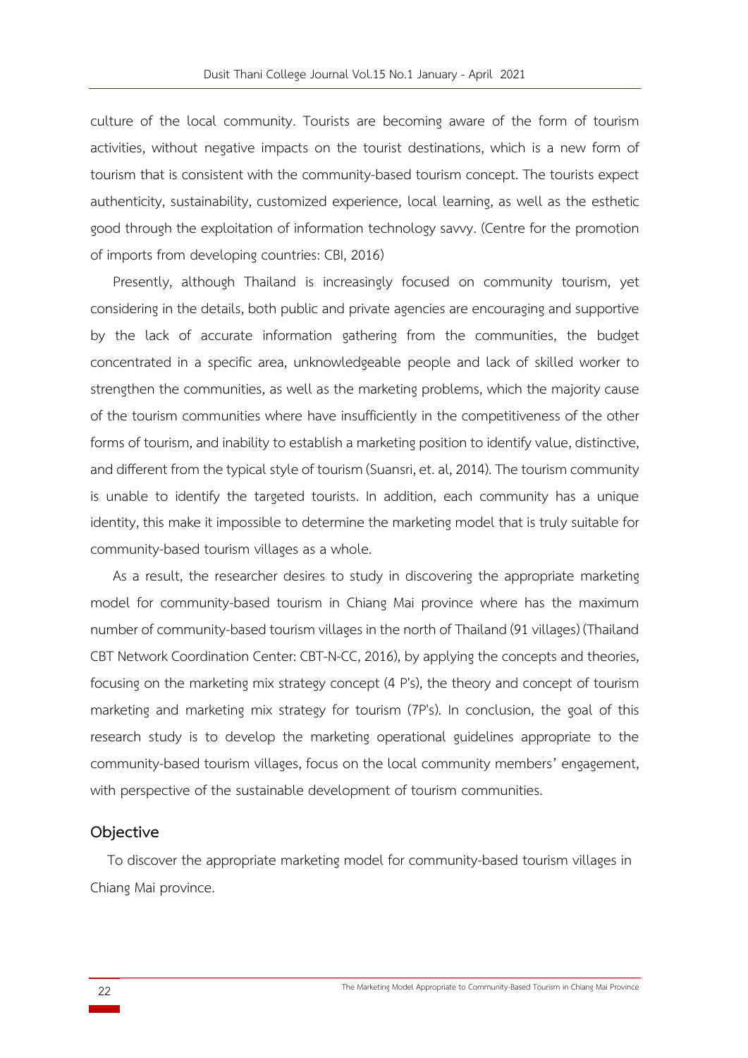culture of the local community. Tourists are becoming aware of the form of tourism activities, without negative impacts on the tourist destinations, which is a new form of tourism that is consistent with the community-based tourism concept. The tourists expect authenticity, sustainability, customized experience, local learning, as well as the esthetic good through the exploitation of information technology savvy. (Centre for the promotion of imports from developing countries: CBI, 2016)

Presently, although Thailand is increasingly focused on community tourism, yet considering in the details, both public and private agencies are encouraging and supportive by the lack of accurate information gathering from the communities, the budget concentrated in a specific area, unknowledgeable people and lack of skilled worker to strengthen the communities, as well as the marketing problems, which the majority cause of the tourism communities where have insufficiently in the competitiveness of the other forms of tourism, and inability to establish a marketing position to identify value, distinctive, and different from the typical style of tourism (Suansri, et. al, 2014). The tourism community is unable to identify the targeted tourists. In addition, each community has a unique identity, this make it impossible to determine the marketing model that is truly suitable for community-based tourism villages as a whole.

As a result, the researcher desires to study in discovering the appropriate marketing model for community-based tourism in Chiang Mai province where has the maximum number of community-based tourism villages in the north of Thailand (91 villages) (Thailand CBT Network Coordination Center: CBT-N-CC, 2016), by applying the concepts and theories, focusing on the marketing mix strategy concept (4 P's), the theory and concept of tourism marketing and marketing mix strategy for tourism (7P's). In conclusion, the goal of this research study is to develop the marketing operational guidelines appropriate to the community-based tourism villages, focus on the local community members' engagement, with perspective of the sustainable development of tourism communities.

## Objective

To discover the appropriate marketing model for community-based tourism villages in Chiang Mai province.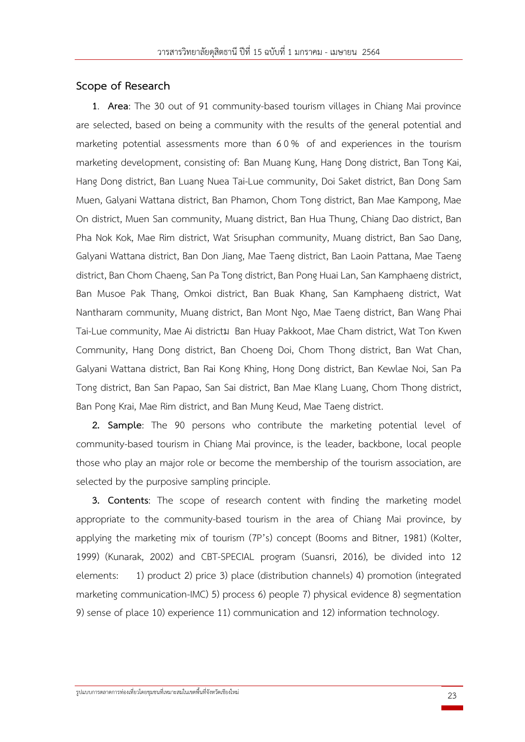## Scope of Research

**1. Area**: The 30 out of 91 community-based tourism villages in Chiang Mai province are selected, based on being a community with the results of the general potential and marketing potential assessments more than 60% of and experiences in the tourism marketing development, consisting of: Ban Muang Kung, Hang Dong district, Ban Tong Kai, Hang Dong district, Ban Luang Nuea Tai-Lue community, Doi Saket district, Ban Dong Sam Muen, Galyani Wattana district, Ban Phamon, Chom Tong district, Ban Mae Kampong, Mae On district, Muen San community, Muang district, Ban Hua Thung, Chiang Dao district, Ban Pha Nok Kok, Mae Rim district, Wat Srisuphan community, Muang district, Ban Sao Dang, Galyani Wattana district, Ban Don Jiang, Mae Taeng district, Ban Laoin Pattana, Mae Taeng district, Ban Chom Chaeng, San Pa Tong district, Ban Pong Huai Lan, San Kamphaeng district, Ban Musoe Pak Thang, Omkoi district, Ban Buak Khang, San Kamphaeng district, Wat Nantharam community, Muang district, Ban Mont Ngo, Mae Taeng district, Ban Wang Phai Tai-Lue community, Mae Ai districtม Ban Huay Pakkoot, Mae Cham district, Wat Ton Kwen Community, Hang Dong district, Ban Choeng Doi, Chom Thong district, Ban Wat Chan, Galyani Wattana district, Ban Rai Kong Khing, Hong Dong district, Ban Kewlae Noi, San Pa Tong district, Ban San Papao, San Sai district, Ban Mae Klang Luang, Chom Thong district, Ban Pong Krai, Mae Rim district, and Ban Mung Keud, Mae Taeng district.

**2. Sample**: The 90 persons who contribute the marketing potential level of community-based tourism in Chiang Mai province, is the leader, backbone, local people those who play an major role or become the membership of the tourism association, are selected by the purposive sampling principle.

**3. Contents**: The scope of research content with finding the marketing model appropriate to the community-based tourism in the area of Chiang Mai province, by applying the marketing mix of tourism (7P's) concept (Booms and Bitner, 1981) (Kolter, 1999) (Kunarak, 2002) and CBT-SPECIAL program (Suansri, 2016), be divided into 12 elements: 1) product 2) price 3) place (distribution channels) 4) promotion (integrated marketing communication-IMC) 5) process 6) people 7) physical evidence 8) segmentation 9) sense of place 10) experience 11) communication and 12) information technology.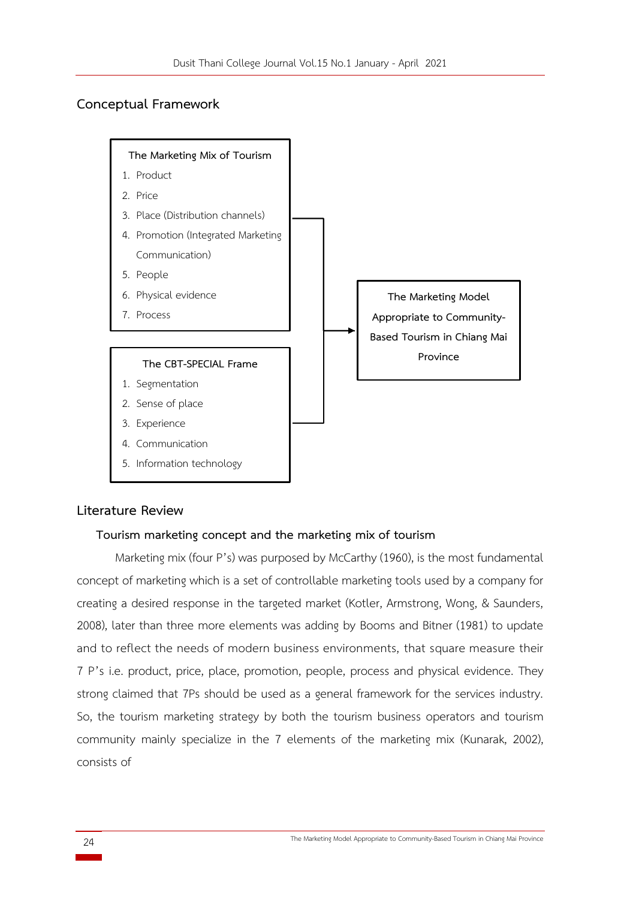## Conceptual Framework

**The Marketing Mix of Tourism**

1. Product
2. Price
3. Place (Distribution channels)
4. Promotion (Integrated Marketing Communication)
5. People
6. Physical evidence
7. Process

**The CBT-SPECIAL Frame**

1. Segmentation
2. Sense of place
3. Experience
4. Communication
5. Information technology

→ **The Marketing Model Appropriate to Community-Based Tourism in Chiang Mai Province**

## Literature Review

### Tourism marketing concept and the marketing mix of tourism

Marketing mix (four P's) was purposed by McCarthy (1960), is the most fundamental concept of marketing which is a set of controllable marketing tools used by a company for creating a desired response in the targeted market (Kotler, Armstrong, Wong, & Saunders, 2008), later than three more elements was adding by Booms and Bitner (1981) to update and to reflect the needs of modern business environments, that square measure their 7 P's i.e. product, price, place, promotion, people, process and physical evidence. They strong claimed that 7Ps should be used as a general framework for the services industry. So, the tourism marketing strategy by both the tourism business operators and tourism community mainly specialize in the 7 elements of the marketing mix (Kunarak, 2002), consists of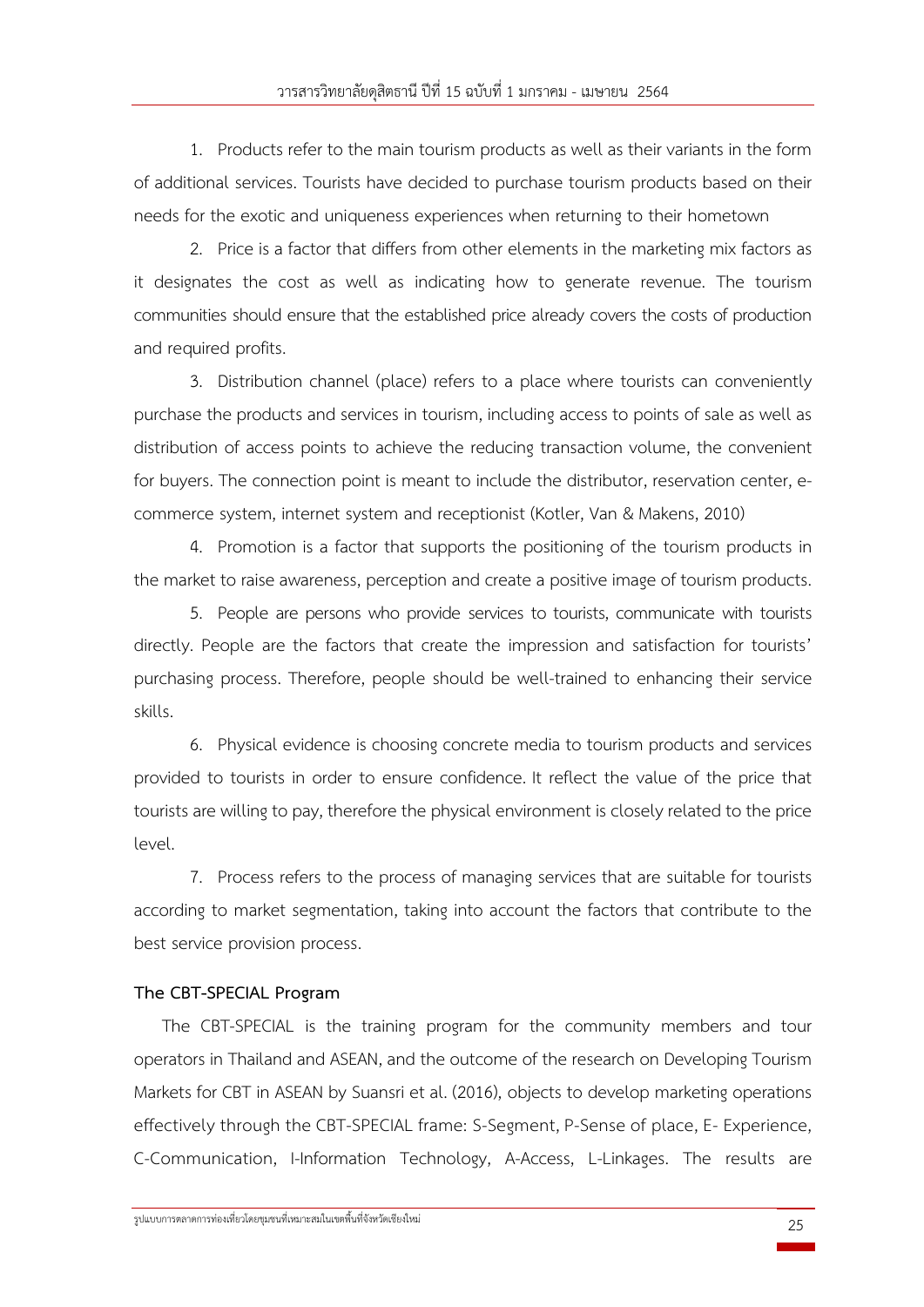1. Products refer to the main tourism products as well as their variants in the form of additional services. Tourists have decided to purchase tourism products based on their needs for the exotic and uniqueness experiences when returning to their hometown

2. Price is a factor that differs from other elements in the marketing mix factors as it designates the cost as well as indicating how to generate revenue. The tourism communities should ensure that the established price already covers the costs of production and required profits.

3. Distribution channel (place) refers to a place where tourists can conveniently purchase the products and services in tourism, including access to points of sale as well as distribution of access points to achieve the reducing transaction volume, the convenient for buyers. The connection point is meant to include the distributor, reservation center, e-commerce system, internet system and receptionist (Kotler, Van & Makens, 2010)

4. Promotion is a factor that supports the positioning of the tourism products in the market to raise awareness, perception and create a positive image of tourism products.

5. People are persons who provide services to tourists, communicate with tourists directly. People are the factors that create the impression and satisfaction for tourists' purchasing process. Therefore, people should be well-trained to enhancing their service skills.

6. Physical evidence is choosing concrete media to tourism products and services provided to tourists in order to ensure confidence. It reflect the value of the price that tourists are willing to pay, therefore the physical environment is closely related to the price level.

7. Process refers to the process of managing services that are suitable for tourists according to market segmentation, taking into account the factors that contribute to the best service provision process.

**The CBT-SPECIAL Program**

The CBT-SPECIAL is the training program for the community members and tour operators in Thailand and ASEAN, and the outcome of the research on Developing Tourism Markets for CBT in ASEAN by Suansri et al. (2016), objects to develop marketing operations effectively through the CBT-SPECIAL frame: S-Segment, P-Sense of place, E- Experience, C-Communication, I-Information Technology, A-Access, L-Linkages. The results are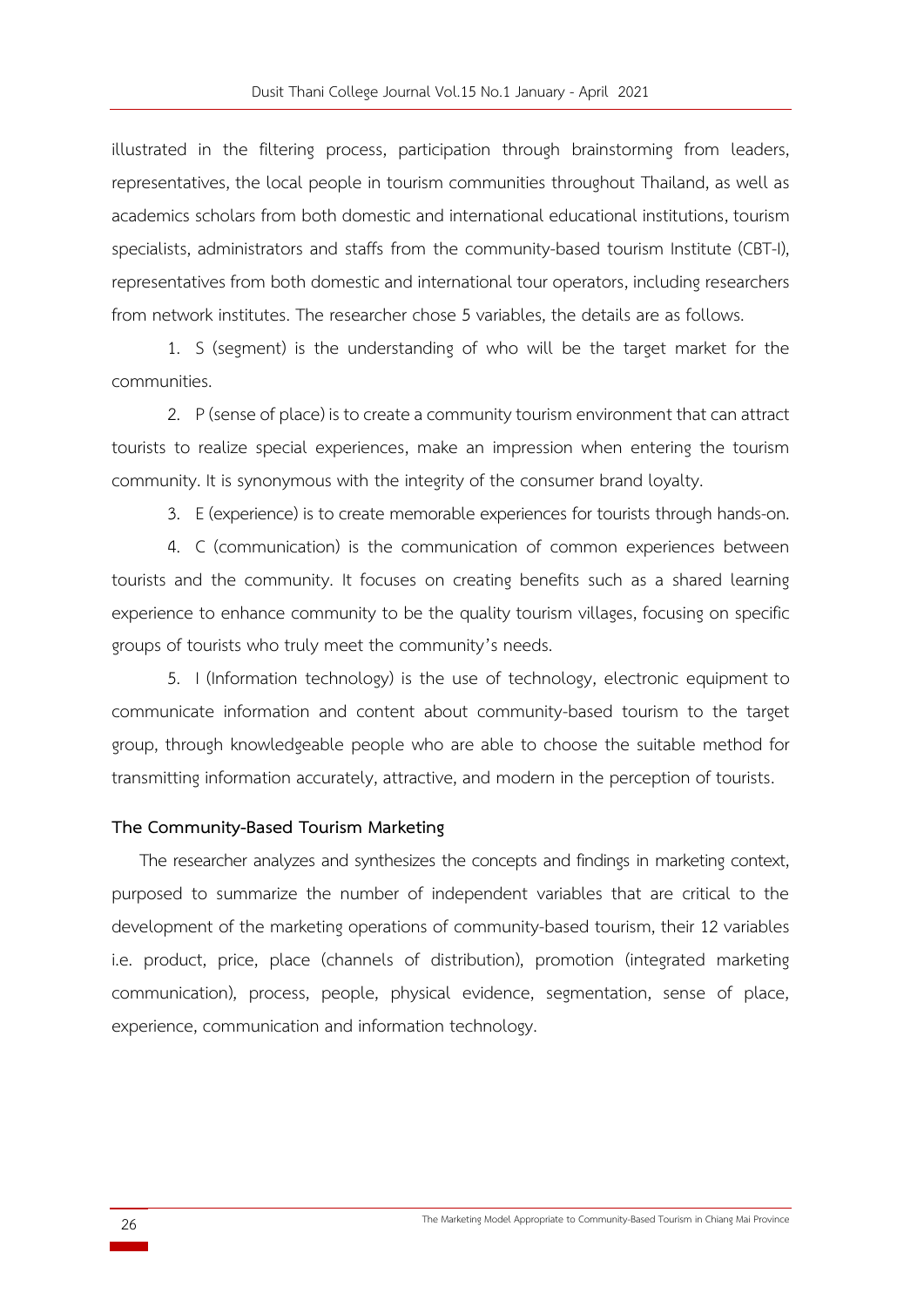illustrated in the filtering process, participation through brainstorming from leaders, representatives, the local people in tourism communities throughout Thailand, as well as academics scholars from both domestic and international educational institutions, tourism specialists, administrators and staffs from the community-based tourism Institute (CBT-I), representatives from both domestic and international tour operators, including researchers from network institutes. The researcher chose 5 variables, the details are as follows.

1. S (segment) is the understanding of who will be the target market for the communities.

2. P (sense of place) is to create a community tourism environment that can attract tourists to realize special experiences, make an impression when entering the tourism community. It is synonymous with the integrity of the consumer brand loyalty.

3. E (experience) is to create memorable experiences for tourists through hands-on.

4. C (communication) is the communication of common experiences between tourists and the community. It focuses on creating benefits such as a shared learning experience to enhance community to be the quality tourism villages, focusing on specific groups of tourists who truly meet the community's needs.

5. I (Information technology) is the use of technology, electronic equipment to communicate information and content about community-based tourism to the target group, through knowledgeable people who are able to choose the suitable method for transmitting information accurately, attractive, and modern in the perception of tourists.

**The Community-Based Tourism Marketing**

The researcher analyzes and synthesizes the concepts and findings in marketing context, purposed to summarize the number of independent variables that are critical to the development of the marketing operations of community-based tourism, their 12 variables i.e. product, price, place (channels of distribution), promotion (integrated marketing communication), process, people, physical evidence, segmentation, sense of place, experience, communication and information technology.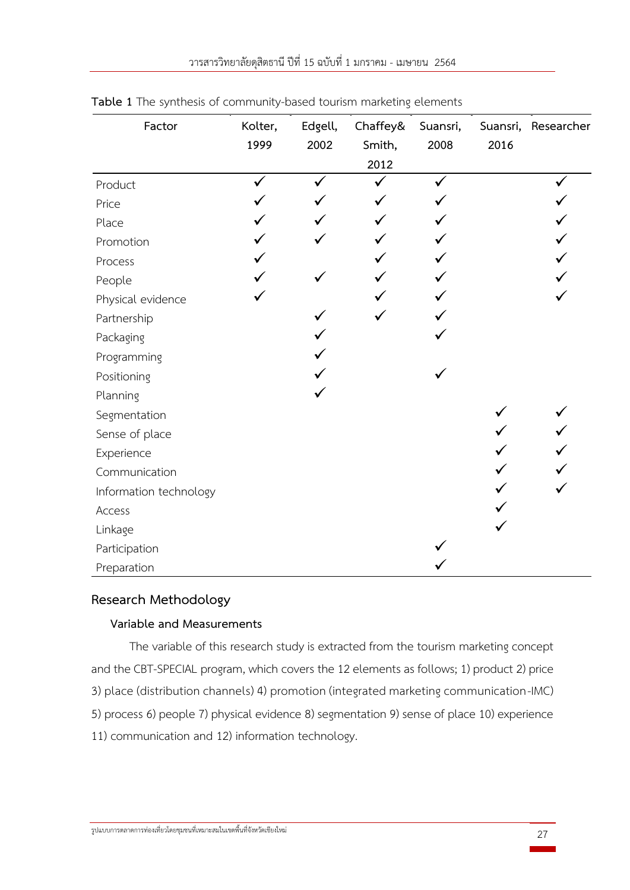**Table 1** The synthesis of community-based tourism marketing elements

| Factor | Kolter, 1999 | Edgell, 2002 | Chaffey& Smith, 2012 | Suansri, 2008 | Suansri, 2016 | Researcher |
|---|---|---|---|---|---|---|
| Product | ✓ | ✓ | ✓ | ✓ | | ✓ |
| Price | ✓ | ✓ | ✓ | ✓ | | ✓ |
| Place | ✓ | ✓ | ✓ | ✓ | | ✓ |
| Promotion | ✓ | ✓ | ✓ | ✓ | | ✓ |
| Process | ✓ | | ✓ | ✓ | | ✓ |
| People | ✓ | ✓ | ✓ | ✓ | | ✓ |
| Physical evidence | ✓ | | ✓ | ✓ | | ✓ |
| Partnership | | ✓ | ✓ | ✓ | | |
| Packaging | | ✓ | | ✓ | | |
| Programming | | ✓ | | | | |
| Positioning | | ✓ | | ✓ | | |
| Planning | | ✓ | | | | |
| Segmentation | | | | | ✓ | ✓ |
| Sense of place | | | | | ✓ | ✓ |
| Experience | | | | | ✓ | ✓ |
| Communication | | | | | ✓ | ✓ |
| Information technology | | | | | ✓ | ✓ |
| Access | | | | | ✓ | |
| Linkage | | | | | ✓ | |
| Participation | | | | ✓ | | |
| Preparation | | | | ✓ | | |

## Research Methodology

### Variable and Measurements

The variable of this research study is extracted from the tourism marketing concept and the CBT-SPECIAL program, which covers the 12 elements as follows; 1) product 2) price 3) place (distribution channels) 4) promotion (integrated marketing communication-IMC) 5) process 6) people 7) physical evidence 8) segmentation 9) sense of place 10) experience 11) communication and 12) information technology.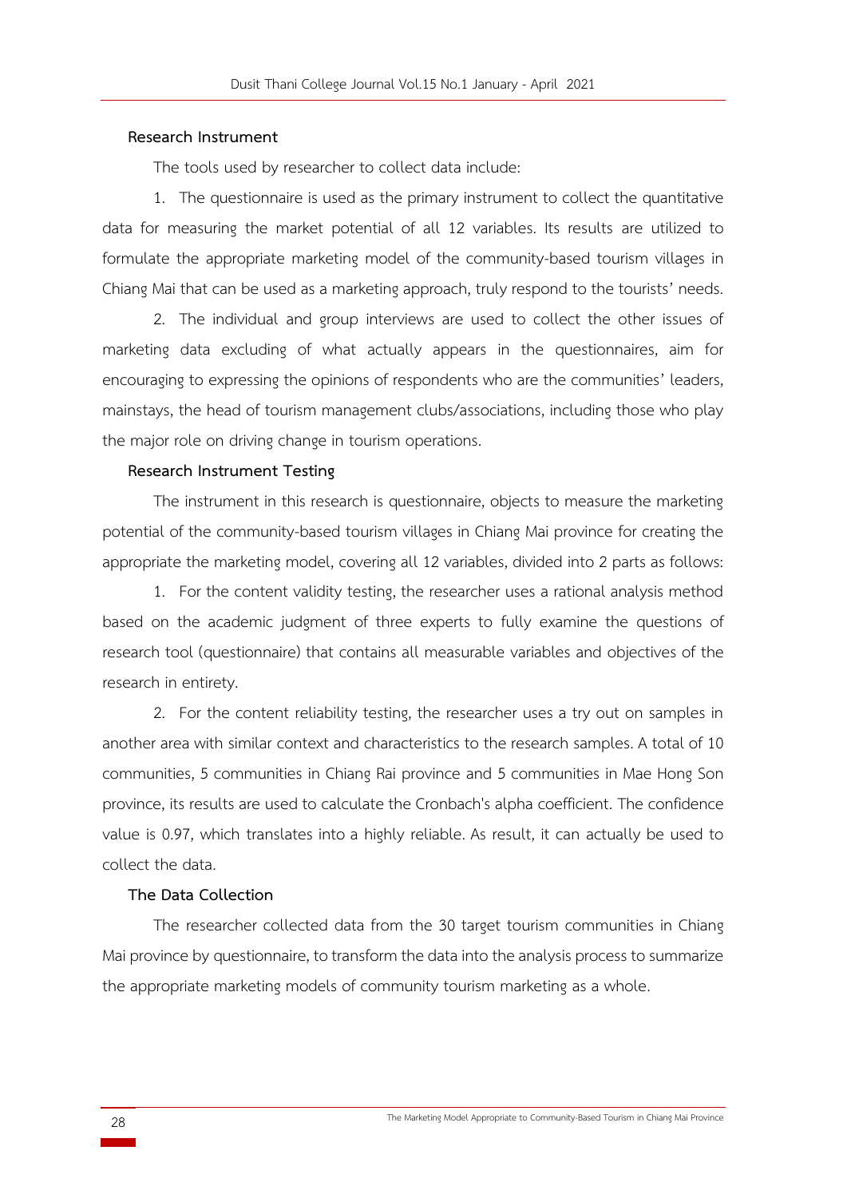**Research Instrument**

The tools used by researcher to collect data include:

1. The questionnaire is used as the primary instrument to collect the quantitative data for measuring the market potential of all 12 variables. Its results are utilized to formulate the appropriate marketing model of the community-based tourism villages in Chiang Mai that can be used as a marketing approach, truly respond to the tourists' needs.

2. The individual and group interviews are used to collect the other issues of marketing data excluding of what actually appears in the questionnaires, aim for encouraging to expressing the opinions of respondents who are the communities' leaders, mainstays, the head of tourism management clubs/associations, including those who play the major role on driving change in tourism operations.

**Research Instrument Testing**

The instrument in this research is questionnaire, objects to measure the marketing potential of the community-based tourism villages in Chiang Mai province for creating the appropriate the marketing model, covering all 12 variables, divided into 2 parts as follows:

1. For the content validity testing, the researcher uses a rational analysis method based on the academic judgment of three experts to fully examine the questions of research tool (questionnaire) that contains all measurable variables and objectives of the research in entirety.

2. For the content reliability testing, the researcher uses a try out on samples in another area with similar context and characteristics to the research samples. A total of 10 communities, 5 communities in Chiang Rai province and 5 communities in Mae Hong Son province, its results are used to calculate the Cronbach's alpha coefficient. The confidence value is 0.97, which translates into a highly reliable. As result, it can actually be used to collect the data.

**The Data Collection**

The researcher collected data from the 30 target tourism communities in Chiang Mai province by questionnaire, to transform the data into the analysis process to summarize the appropriate marketing models of community tourism marketing as a whole.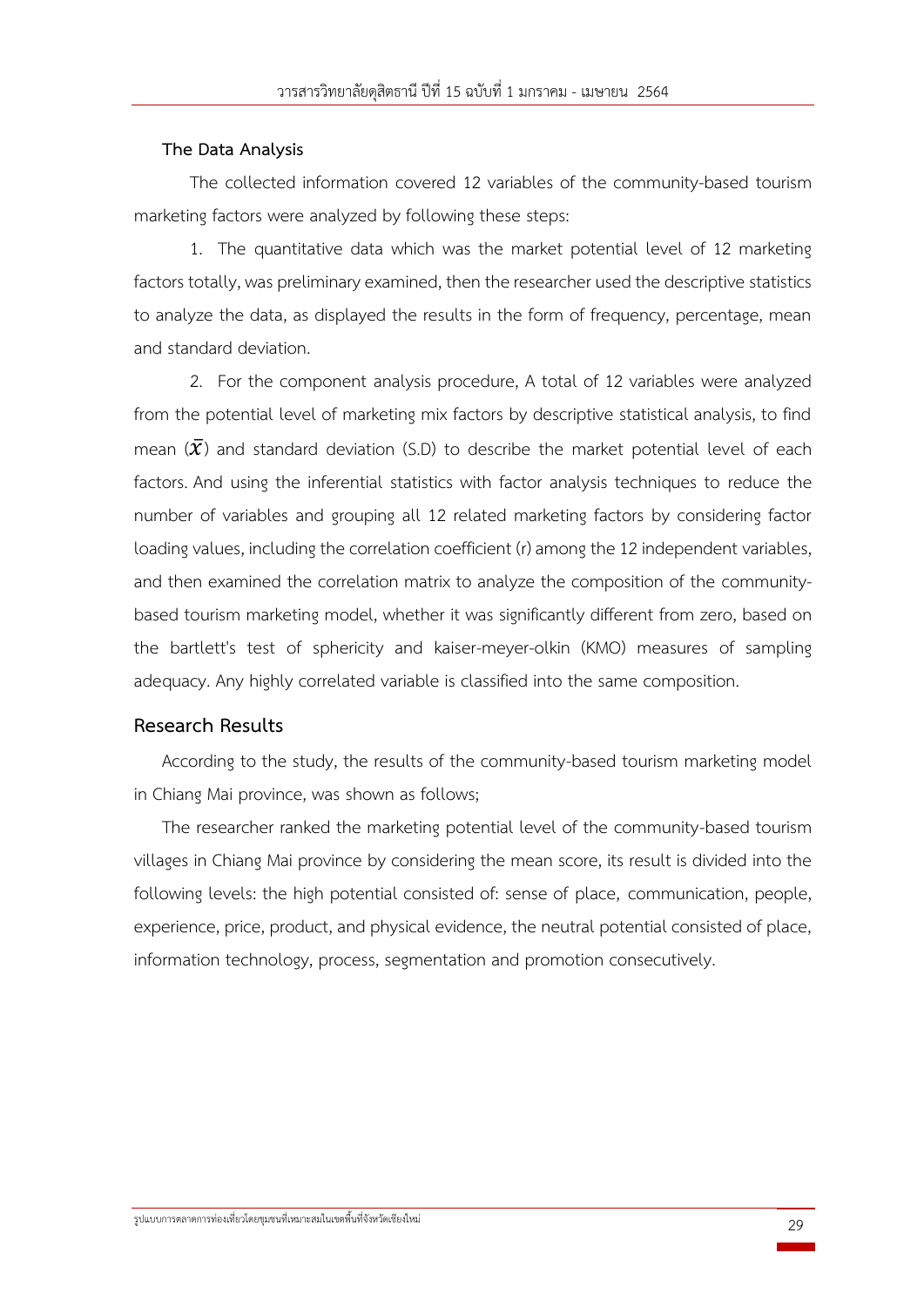### The Data Analysis

The collected information covered 12 variables of the community-based tourism marketing factors were analyzed by following these steps:

1. The quantitative data which was the market potential level of 12 marketing factors totally, was preliminary examined, then the researcher used the descriptive statistics to analyze the data, as displayed the results in the form of frequency, percentage, mean and standard deviation.

2. For the component analysis procedure, A total of 12 variables were analyzed from the potential level of marketing mix factors by descriptive statistical analysis, to find mean ($\bar{X}$) and standard deviation (S.D) to describe the market potential level of each factors. And using the inferential statistics with factor analysis techniques to reduce the number of variables and grouping all 12 related marketing factors by considering factor loading values, including the correlation coefficient (r) among the 12 independent variables, and then examined the correlation matrix to analyze the composition of the community-based tourism marketing model, whether it was significantly different from zero, based on the bartlett's test of sphericity and kaiser-meyer-olkin (KMO) measures of sampling adequacy. Any highly correlated variable is classified into the same composition.

## Research Results

According to the study, the results of the community-based tourism marketing model in Chiang Mai province, was shown as follows;

The researcher ranked the marketing potential level of the community-based tourism villages in Chiang Mai province by considering the mean score, its result is divided into the following levels: the high potential consisted of: sense of place, communication, people, experience, price, product, and physical evidence, the neutral potential consisted of place, information technology, process, segmentation and promotion consecutively.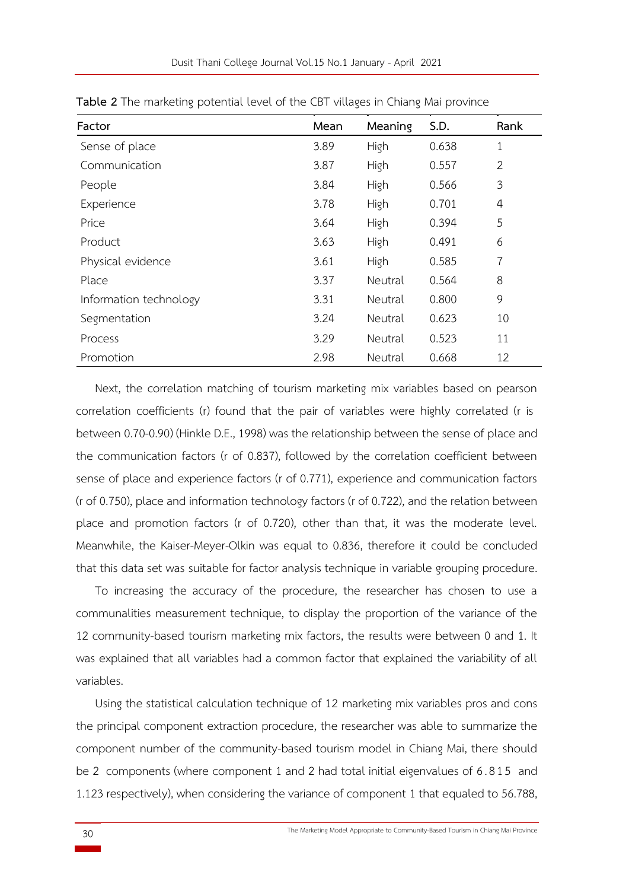**Table 2** The marketing potential level of the CBT villages in Chiang Mai province

| Factor | Mean | Meaning | S.D. | Rank |
|---|---|---|---|---|
| Sense of place | 3.89 | High | 0.638 | 1 |
| Communication | 3.87 | High | 0.557 | 2 |
| People | 3.84 | High | 0.566 | 3 |
| Experience | 3.78 | High | 0.701 | 4 |
| Price | 3.64 | High | 0.394 | 5 |
| Product | 3.63 | High | 0.491 | 6 |
| Physical evidence | 3.61 | High | 0.585 | 7 |
| Place | 3.37 | Neutral | 0.564 | 8 |
| Information technology | 3.31 | Neutral | 0.800 | 9 |
| Segmentation | 3.24 | Neutral | 0.623 | 10 |
| Process | 3.29 | Neutral | 0.523 | 11 |
| Promotion | 2.98 | Neutral | 0.668 | 12 |

Next, the correlation matching of tourism marketing mix variables based on pearson correlation coefficients (r) found that the pair of variables were highly correlated (r is between 0.70-0.90) (Hinkle D.E., 1998) was the relationship between the sense of place and the communication factors (r of 0.837), followed by the correlation coefficient between sense of place and experience factors (r of 0.771), experience and communication factors (r of 0.750), place and information technology factors (r of 0.722), and the relation between place and promotion factors (r of 0.720), other than that, it was the moderate level. Meanwhile, the Kaiser-Meyer-Olkin was equal to 0.836, therefore it could be concluded that this data set was suitable for factor analysis technique in variable grouping procedure.

To increasing the accuracy of the procedure, the researcher has chosen to use a communalities measurement technique, to display the proportion of the variance of the 12 community-based tourism marketing mix factors, the results were between 0 and 1. It was explained that all variables had a common factor that explained the variability of all variables.

Using the statistical calculation technique of 12 marketing mix variables pros and cons the principal component extraction procedure, the researcher was able to summarize the component number of the community-based tourism model in Chiang Mai, there should be 2 components (where component 1 and 2 had total initial eigenvalues of 6.815 and 1.123 respectively), when considering the variance of component 1 that equaled to 56.788,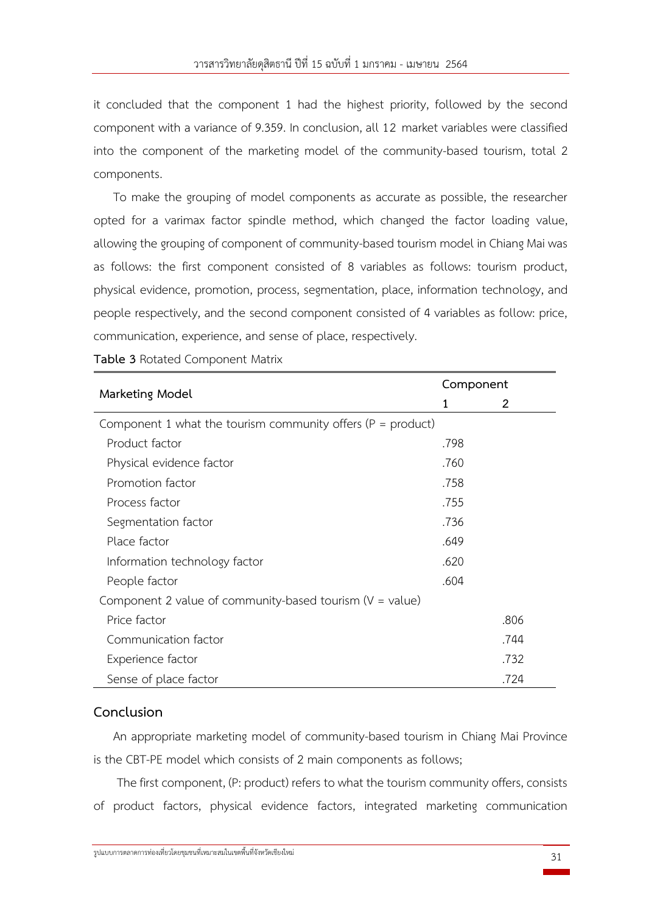it concluded that the component 1 had the highest priority, followed by the second component with a variance of 9.359. In conclusion, all 12 market variables were classified into the component of the marketing model of the community-based tourism, total 2 components.

To make the grouping of model components as accurate as possible, the researcher opted for a varimax factor spindle method, which changed the factor loading value, allowing the grouping of component of community-based tourism model in Chiang Mai was as follows: the first component consisted of 8 variables as follows: tourism product, physical evidence, promotion, process, segmentation, place, information technology, and people respectively, and the second component consisted of 4 variables as follow: price, communication, experience, and sense of place, respectively.

**Table 3** Rotated Component Matrix

| Marketing Model | Component | |
|---|---|---|
| | 1 | 2 |
| Component 1 what the tourism community offers (P = product) | | |
| Product factor | .798 | |
| Physical evidence factor | .760 | |
| Promotion factor | .758 | |
| Process factor | .755 | |
| Segmentation factor | .736 | |
| Place factor | .649 | |
| Information technology factor | .620 | |
| People factor | .604 | |
| Component 2 value of community-based tourism (V = value) | | |
| Price factor | | .806 |
| Communication factor | | .744 |
| Experience factor | | .732 |
| Sense of place factor | | .724 |

## Conclusion

An appropriate marketing model of community-based tourism in Chiang Mai Province is the CBT-PE model which consists of 2 main components as follows;

The first component, (P: product) refers to what the tourism community offers, consists of product factors, physical evidence factors, integrated marketing communication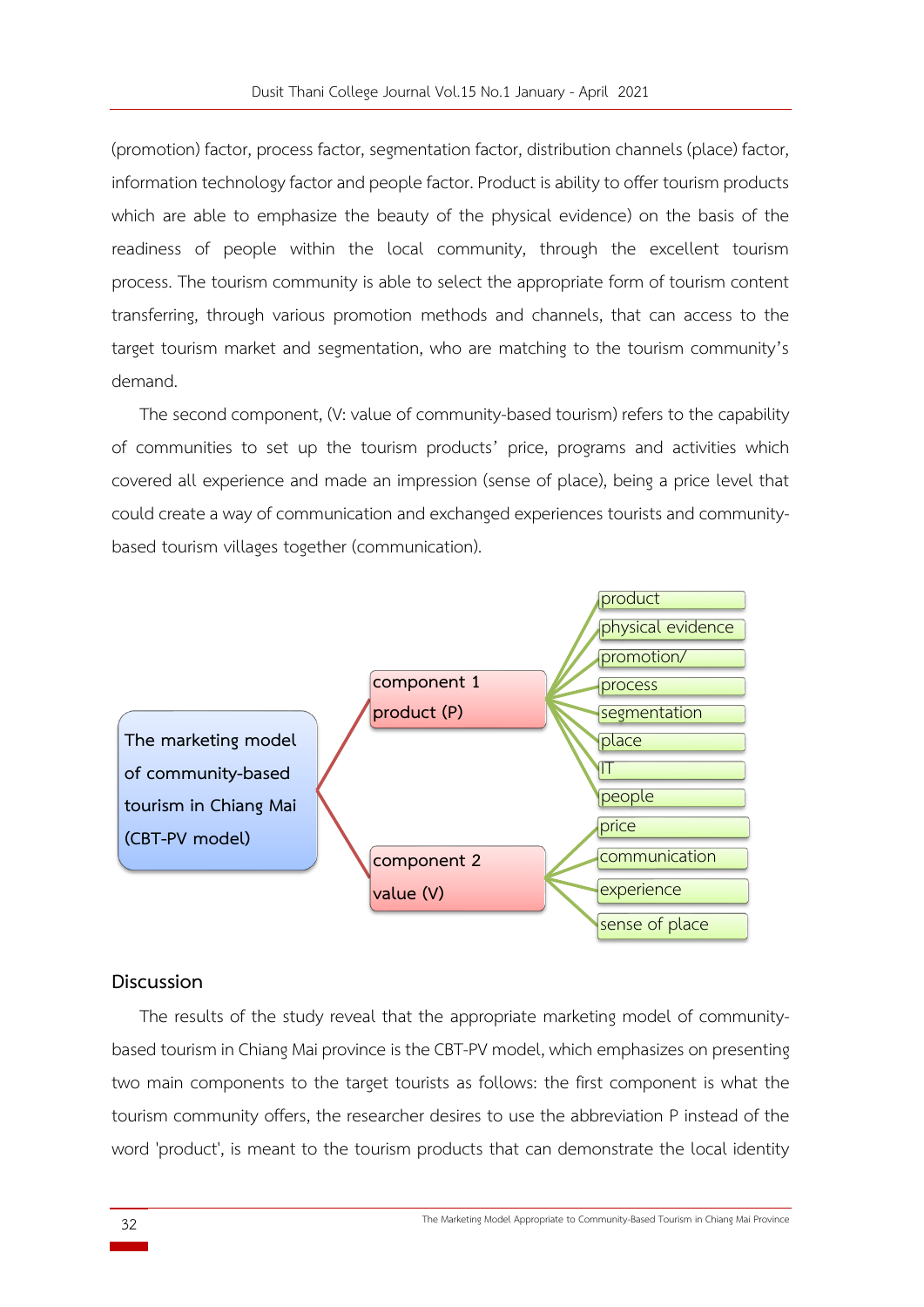(promotion) factor, process factor, segmentation factor, distribution channels (place) factor, information technology factor and people factor. Product is ability to offer tourism products which are able to emphasize the beauty of the physical evidence) on the basis of the readiness of people within the local community, through the excellent tourism process. The tourism community is able to select the appropriate form of tourism content transferring, through various promotion methods and channels, that can access to the target tourism market and segmentation, who are matching to the tourism community's demand.

The second component, (V: value of community-based tourism) refers to the capability of communities to set up the tourism products' price, programs and activities which covered all experience and made an impression (sense of place), being a price level that could create a way of communication and exchanged experiences tourists and community-based tourism villages together (communication).

The marketing model of community-based tourism in Chiang Mai (CBT-PV model)

- component 1 product (P)
  - product
  - physical evidence
  - promotion/
  - process
  - segmentation
  - place
  - IT
  - people
- component 2 value (V)
  - price
  - communication
  - experience
  - sense of place

## Discussion

The results of the study reveal that the appropriate marketing model of community-based tourism in Chiang Mai province is the CBT-PV model, which emphasizes on presenting two main components to the target tourists as follows: the first component is what the tourism community offers, the researcher desires to use the abbreviation P instead of the word 'product', is meant to the tourism products that can demonstrate the local identity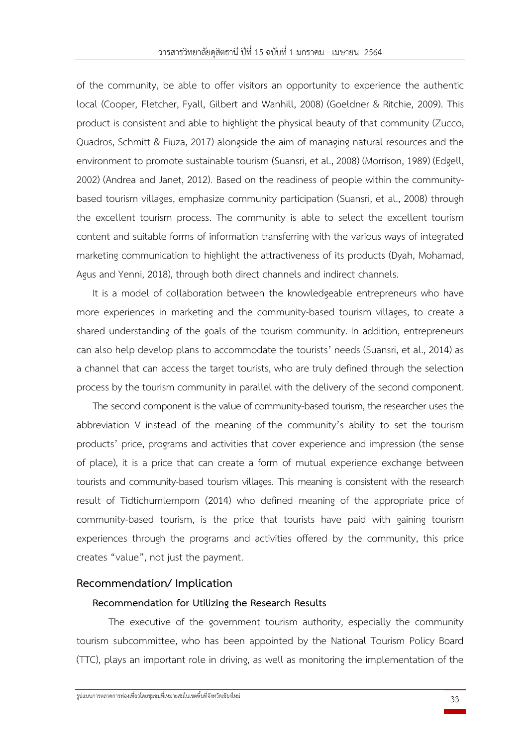of the community, be able to offer visitors an opportunity to experience the authentic local (Cooper, Fletcher, Fyall, Gilbert and Wanhill, 2008) (Goeldner & Ritchie, 2009). This product is consistent and able to highlight the physical beauty of that community (Zucco, Quadros, Schmitt & Fiuza, 2017) alongside the aim of managing natural resources and the environment to promote sustainable tourism (Suansri, et al., 2008) (Morrison, 1989) (Edgell, 2002) (Andrea and Janet, 2012). Based on the readiness of people within the community-based tourism villages, emphasize community participation (Suansri, et al., 2008) through the excellent tourism process. The community is able to select the excellent tourism content and suitable forms of information transferring with the various ways of integrated marketing communication to highlight the attractiveness of its products (Dyah, Mohamad, Agus and Yenni, 2018), through both direct channels and indirect channels.

It is a model of collaboration between the knowledgeable entrepreneurs who have more experiences in marketing and the community-based tourism villages, to create a shared understanding of the goals of the tourism community. In addition, entrepreneurs can also help develop plans to accommodate the tourists' needs (Suansri, et al., 2014) as a channel that can access the target tourists, who are truly defined through the selection process by the tourism community in parallel with the delivery of the second component.

The second component is the value of community-based tourism, the researcher uses the abbreviation V instead of the meaning of the community's ability to set the tourism products' price, programs and activities that cover experience and impression (the sense of place), it is a price that can create a form of mutual experience exchange between tourists and community-based tourism villages. This meaning is consistent with the research result of Tidtichumlernporn (2014) who defined meaning of the appropriate price of community-based tourism, is the price that tourists have paid with gaining tourism experiences through the programs and activities offered by the community, this price creates "value", not just the payment.

## Recommendation/ Implication

### Recommendation for Utilizing the Research Results

The executive of the government tourism authority, especially the community tourism subcommittee, who has been appointed by the National Tourism Policy Board (TTC), plays an important role in driving, as well as monitoring the implementation of the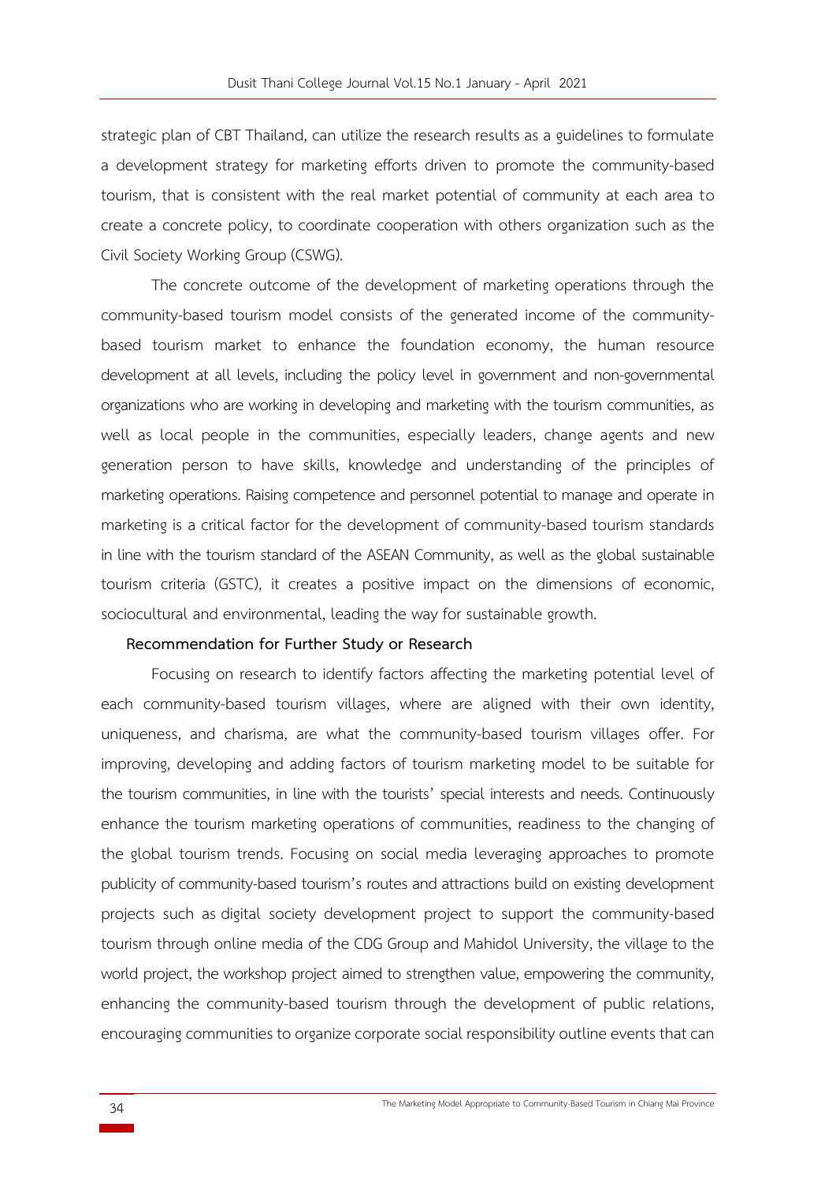strategic plan of CBT Thailand, can utilize the research results as a guidelines to formulate a development strategy for marketing efforts driven to promote the community-based tourism, that is consistent with the real market potential of community at each area to create a concrete policy, to coordinate cooperation with others organization such as the Civil Society Working Group (CSWG).

The concrete outcome of the development of marketing operations through the community-based tourism model consists of the generated income of the community-based tourism market to enhance the foundation economy, the human resource development at all levels, including the policy level in government and non-governmental organizations who are working in developing and marketing with the tourism communities, as well as local people in the communities, especially leaders, change agents and new generation person to have skills, knowledge and understanding of the principles of marketing operations. Raising competence and personnel potential to manage and operate in marketing is a critical factor for the development of community-based tourism standards in line with the tourism standard of the ASEAN Community, as well as the global sustainable tourism criteria (GSTC), it creates a positive impact on the dimensions of economic, sociocultural and environmental, leading the way for sustainable growth.

**Recommendation for Further Study or Research**

Focusing on research to identify factors affecting the marketing potential level of each community-based tourism villages, where are aligned with their own identity, uniqueness, and charisma, are what the community-based tourism villages offer. For improving, developing and adding factors of tourism marketing model to be suitable for the tourism communities, in line with the tourists' special interests and needs. Continuously enhance the tourism marketing operations of communities, readiness to the changing of the global tourism trends. Focusing on social media leveraging approaches to promote publicity of community-based tourism's routes and attractions build on existing development projects such as digital society development project to support the community-based tourism through online media of the CDG Group and Mahidol University, the village to the world project, the workshop project aimed to strengthen value, empowering the community, enhancing the community-based tourism through the development of public relations, encouraging communities to organize corporate social responsibility outline events that can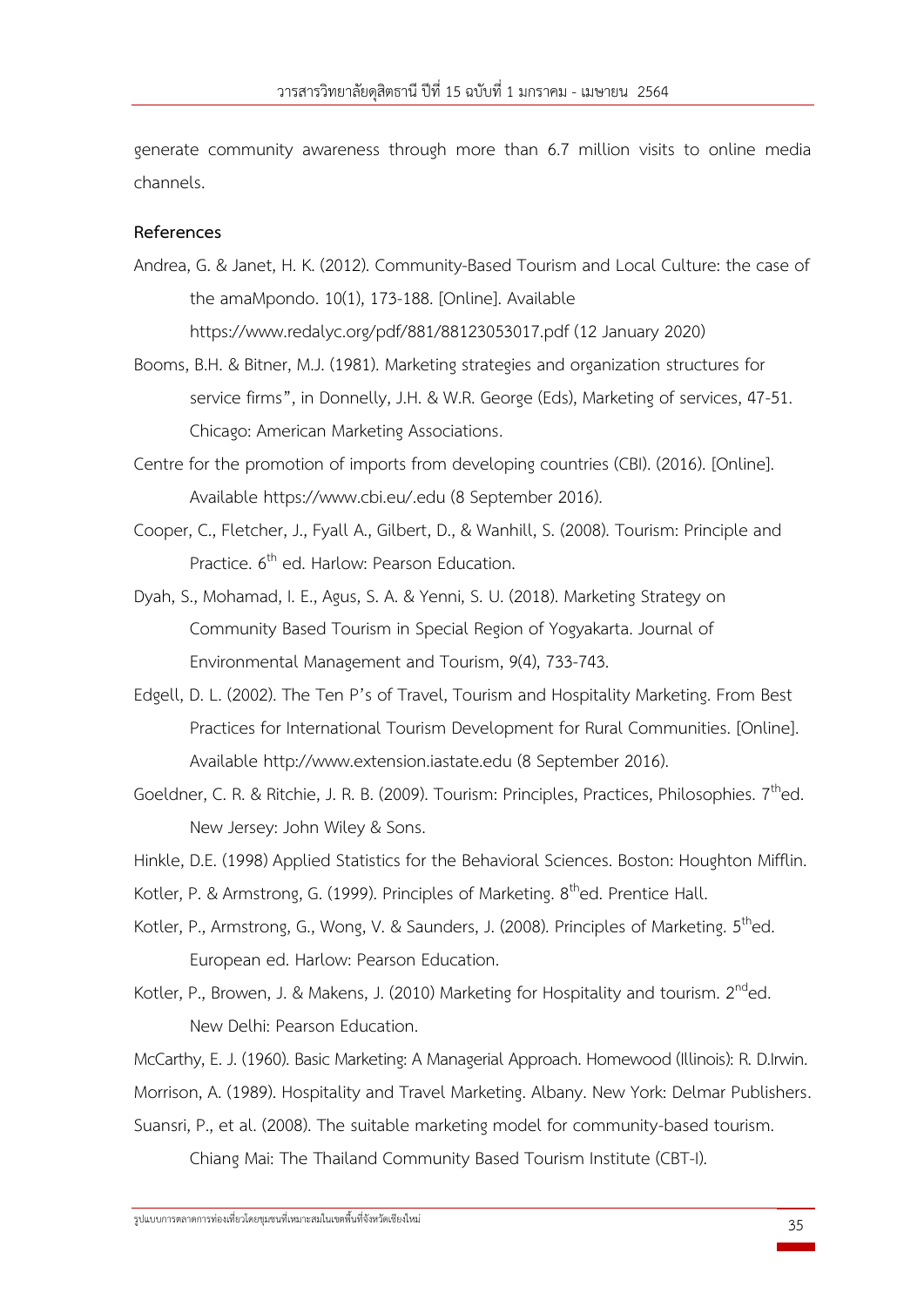generate community awareness through more than 6.7 million visits to online media channels.

## References

Andrea, G. & Janet, H. K. (2012). Community-Based Tourism and Local Culture: the case of the amaMpondo. 10(1), 173-188. [Online]. Available https://www.redalyc.org/pdf/881/88123053017.pdf (12 January 2020)

Booms, B.H. & Bitner, M.J. (1981). Marketing strategies and organization structures for service firms", in Donnelly, J.H. & W.R. George (Eds), Marketing of services, 47-51. Chicago: American Marketing Associations.

Centre for the promotion of imports from developing countries (CBI). (2016). [Online]. Available https://www.cbi.eu/.edu (8 September 2016).

Cooper, C., Fletcher, J., Fyall A., Gilbert, D., & Wanhill, S. (2008). Tourism: Principle and Practice. 6th ed. Harlow: Pearson Education.

Dyah, S., Mohamad, I. E., Agus, S. A. & Yenni, S. U. (2018). Marketing Strategy on Community Based Tourism in Special Region of Yogyakarta. Journal of Environmental Management and Tourism, 9(4), 733-743.

Edgell, D. L. (2002). The Ten P's of Travel, Tourism and Hospitality Marketing. From Best Practices for International Tourism Development for Rural Communities. [Online]. Available http://www.extension.iastate.edu (8 September 2016).

Goeldner, C. R. & Ritchie, J. R. B. (2009). Tourism: Principles, Practices, Philosophies. 7thed. New Jersey: John Wiley & Sons.

Hinkle, D.E. (1998) Applied Statistics for the Behavioral Sciences. Boston: Houghton Mifflin.

Kotler, P. & Armstrong, G. (1999). Principles of Marketing. 8thed. Prentice Hall.

Kotler, P., Armstrong, G., Wong, V. & Saunders, J. (2008). Principles of Marketing. 5thed. European ed. Harlow: Pearson Education.

Kotler, P., Browen, J. & Makens, J. (2010) Marketing for Hospitality and tourism. 2nded. New Delhi: Pearson Education.

McCarthy, E. J. (1960). Basic Marketing: A Managerial Approach. Homewood (Illinois): R. D.Irwin.

Morrison, A. (1989). Hospitality and Travel Marketing. Albany. New York: Delmar Publishers.

Suansri, P., et al. (2008). The suitable marketing model for community-based tourism. Chiang Mai: The Thailand Community Based Tourism Institute (CBT-I).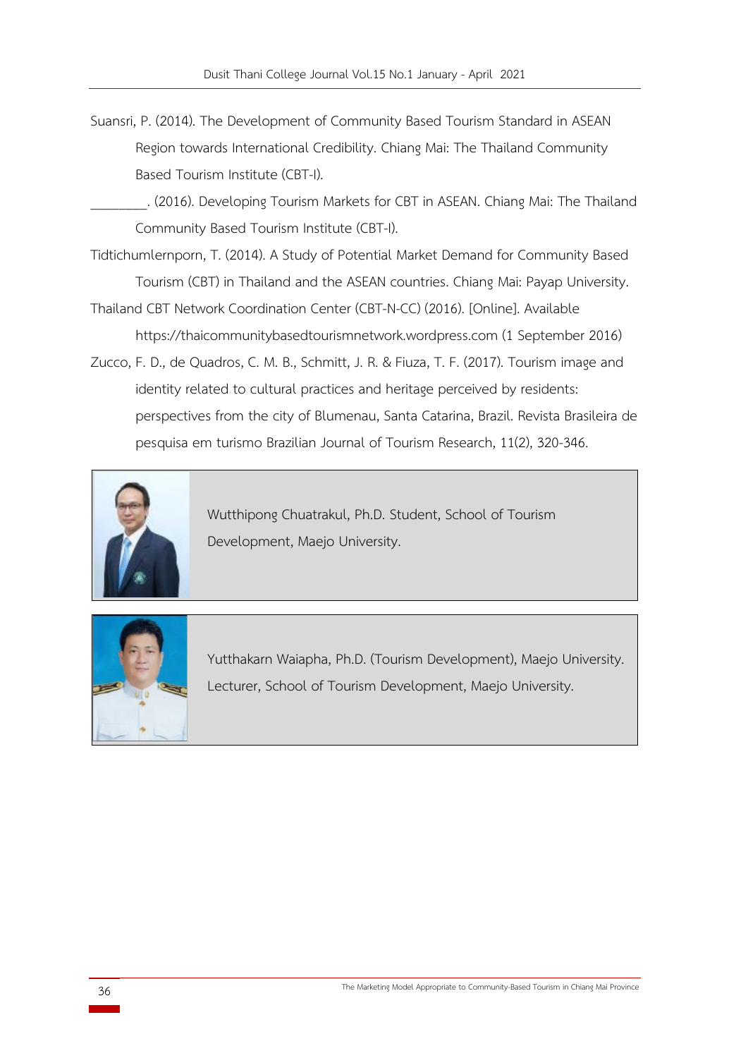Suansri, P. (2014). The Development of Community Based Tourism Standard in ASEAN Region towards International Credibility. Chiang Mai: The Thailand Community Based Tourism Institute (CBT-I).

________. (2016). Developing Tourism Markets for CBT in ASEAN. Chiang Mai: The Thailand Community Based Tourism Institute (CBT-I).

Tidtichumlernporn, T. (2014). A Study of Potential Market Demand for Community Based Tourism (CBT) in Thailand and the ASEAN countries. Chiang Mai: Payap University.

Thailand CBT Network Coordination Center (CBT-N-CC) (2016). [Online]. Available https://thaicommunitybasedtourismnetwork.wordpress.com (1 September 2016)

Zucco, F. D., de Quadros, C. M. B., Schmitt, J. R. & Fiuza, T. F. (2017). Tourism image and identity related to cultural practices and heritage perceived by residents: perspectives from the city of Blumenau, Santa Catarina, Brazil. Revista Brasileira de pesquisa em turismo Brazilian Journal of Tourism Research, 11(2), 320-346.

Wutthipong Chuatrakul, Ph.D. Student, School of Tourism Development, Maejo University.

Yutthakarn Waiapha, Ph.D. (Tourism Development), Maejo University. Lecturer, School of Tourism Development, Maejo University.